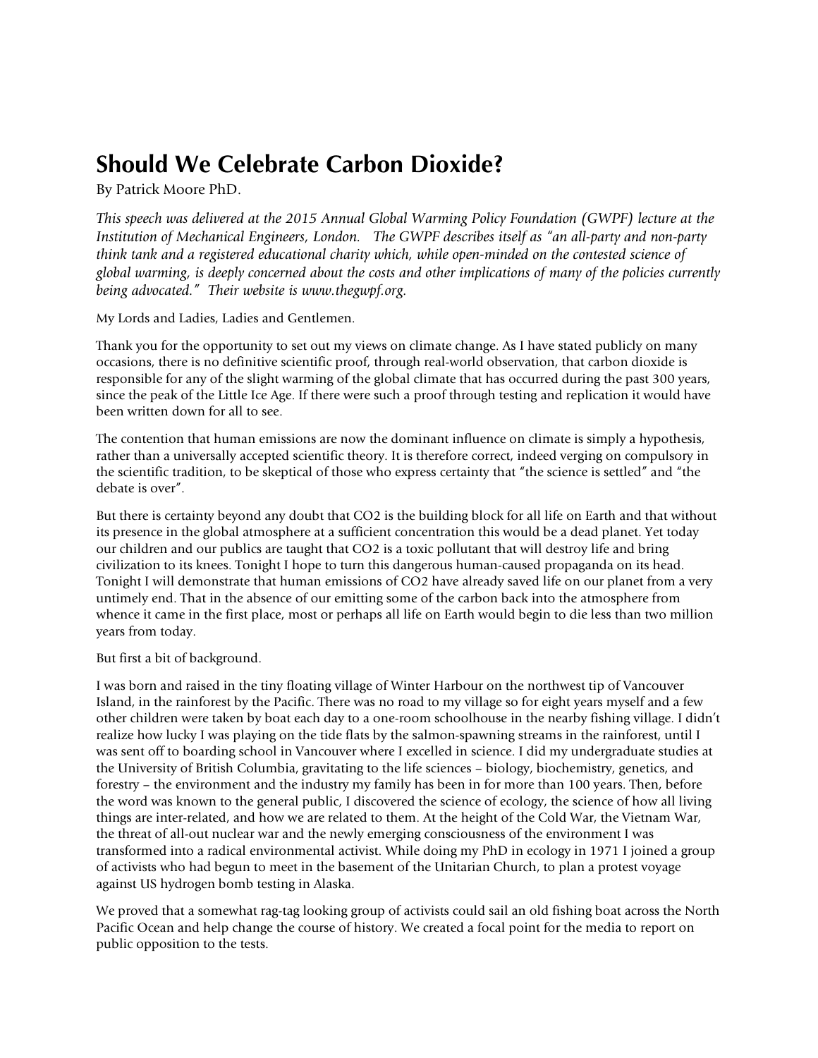# Should We Celebrate Carbon Dioxide?

By Patrick Moore PhD.

*This speech was delivered at the 2015 Annual Global Warming Policy Foundation (GWPF) lecture at the Institution of Mechanical Engineers, London. The GWPF describes itself as "an all-party and non-party think tank and a registered educational charity which, while open-minded on the contested science of global warming, is deeply concerned about the costs and other implications of many of the policies currently being advocated." Their website is www.thegwpf.org.*

My Lords and Ladies, Ladies and Gentlemen.

Thank you for the opportunity to set out my views on climate change. As I have stated publicly on many occasions, there is no definitive scientific proof, through real-world observation, that carbon dioxide is responsible for any of the slight warming of the global climate that has occurred during the past 300 years, since the peak of the Little Ice Age. If there were such a proof through testing and replication it would have been written down for all to see.

The contention that human emissions are now the dominant influence on climate is simply a hypothesis, rather than a universally accepted scientific theory. It is therefore correct, indeed verging on compulsory in the scientific tradition, to be skeptical of those who express certainty that "the science is settled" and "the debate is over".

But there is certainty beyond any doubt that $CO_2$ is the building block for all life on Earth and that without its presence in the global atmosphere at a sufficient concentration this would be a dead planet. Yet today our children and our publics are taught that $CO_2$ is a toxic pollutant that will destroy life and bring civilization to its knees. Tonight I hope to turn this dangerous human-caused propaganda on its head. Tonight I will demonstrate that human emissions of $CO_2$ have already saved life on our planet from a very untimely end. That in the absence of our emitting some of the carbon back into the atmosphere from whence it came in the first place, most or perhaps all life on Earth would begin to die less than two million years from today.

But first a bit of background.

I was born and raised in the tiny floating village of Winter Harbour on the northwest tip of Vancouver Island, in the rainforest by the Pacific. There was no road to my village so for eight years myself and a few other children were taken by boat each day to a one-room schoolhouse in the nearby fishing village. I didn't realize how lucky I was playing on the tide flats by the salmon-spawning streams in the rainforest, until I was sent off to boarding school in Vancouver where I excelled in science. I did my undergraduate studies at the University of British Columbia, gravitating to the life sciences – biology, biochemistry, genetics, and forestry – the environment and the industry my family has been in for more than 100 years. Then, before the word was known to the general public, I discovered the science of ecology, the science of how all living things are inter-related, and how we are related to them. At the height of the Cold War, the Vietnam War, the threat of all-out nuclear war and the newly emerging consciousness of the environment I was transformed into a radical environmental activist. While doing my PhD in ecology in 1971 I joined a group of activists who had begun to meet in the basement of the Unitarian Church, to plan a protest voyage against US hydrogen bomb testing in Alaska.

We proved that a somewhat rag-tag looking group of activists could sail an old fishing boat across the North Pacific Ocean and help change the course of history. We created a focal point for the media to report on public opposition to the tests.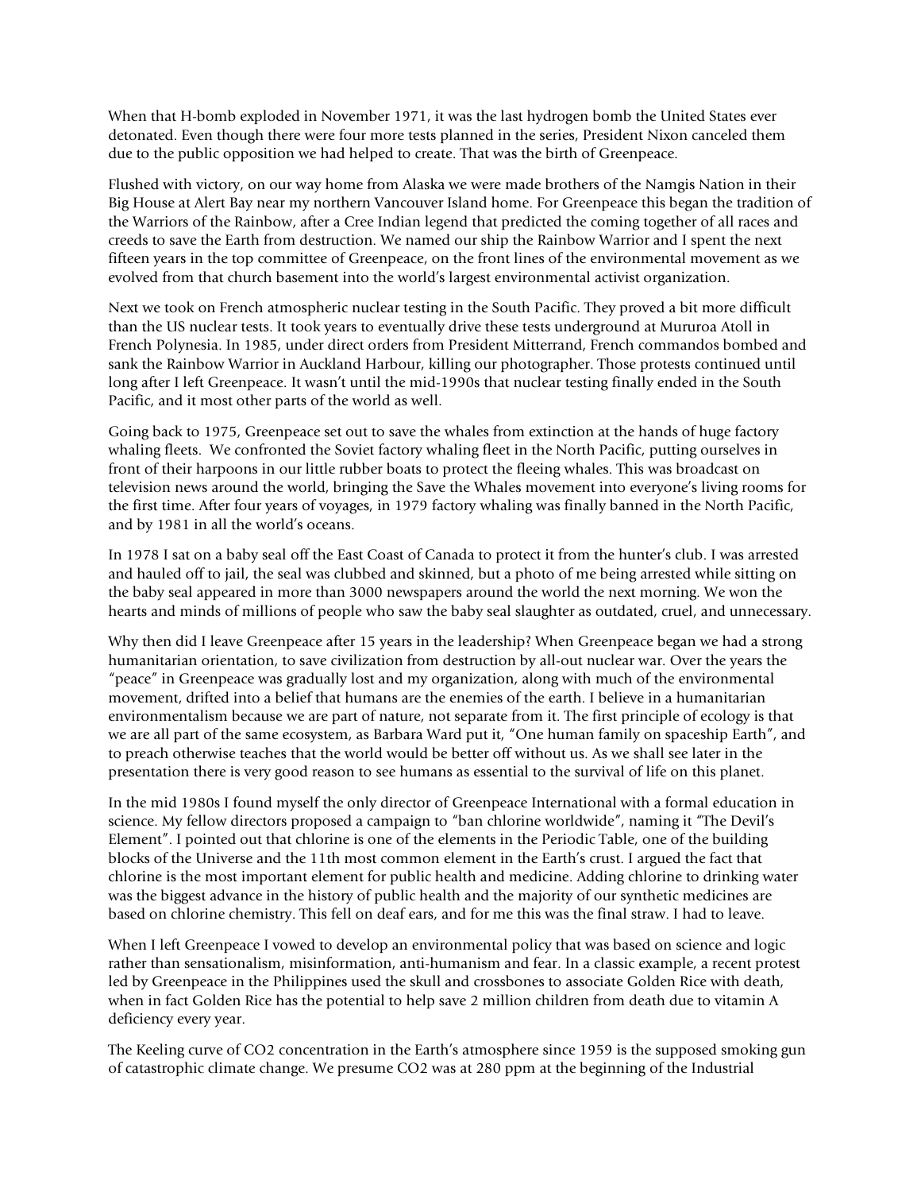When that H-bomb exploded in November 1971, it was the last hydrogen bomb the United States ever detonated. Even though there were four more tests planned in the series, President Nixon canceled them due to the public opposition we had helped to create. That was the birth of Greenpeace.

Flushed with victory, on our way home from Alaska we were made brothers of the Namgis Nation in their Big House at Alert Bay near my northern Vancouver Island home. For Greenpeace this began the tradition of the Warriors of the Rainbow, after a Cree Indian legend that predicted the coming together of all races and creeds to save the Earth from destruction. We named our ship the Rainbow Warrior and I spent the next fifteen years in the top committee of Greenpeace, on the front lines of the environmental movement as we evolved from that church basement into the world's largest environmental activist organization.

Next we took on French atmospheric nuclear testing in the South Pacific. They proved a bit more difficult than the US nuclear tests. It took years to eventually drive these tests underground at Mururoa Atoll in French Polynesia. In 1985, under direct orders from President Mitterrand, French commandos bombed and sank the Rainbow Warrior in Auckland Harbour, killing our photographer. Those protests continued until long after I left Greenpeace. It wasn't until the mid-1990s that nuclear testing finally ended in the South Pacific, and it most other parts of the world as well.

Going back to 1975, Greenpeace set out to save the whales from extinction at the hands of huge factory whaling fleets. We confronted the Soviet factory whaling fleet in the North Pacific, putting ourselves in front of their harpoons in our little rubber boats to protect the fleeing whales. This was broadcast on television news around the world, bringing the Save the Whales movement into everyone's living rooms for the first time. After four years of voyages, in 1979 factory whaling was finally banned in the North Pacific, and by 1981 in all the world's oceans.

In 1978 I sat on a baby seal off the East Coast of Canada to protect it from the hunter's club. I was arrested and hauled off to jail, the seal was clubbed and skinned, but a photo of me being arrested while sitting on the baby seal appeared in more than 3000 newspapers around the world the next morning. We won the hearts and minds of millions of people who saw the baby seal slaughter as outdated, cruel, and unnecessary.

Why then did I leave Greenpeace after 15 years in the leadership? When Greenpeace began we had a strong humanitarian orientation, to save civilization from destruction by all-out nuclear war. Over the years the "peace" in Greenpeace was gradually lost and my organization, along with much of the environmental movement, drifted into a belief that humans are the enemies of the earth. I believe in a humanitarian environmentalism because we are part of nature, not separate from it. The first principle of ecology is that we are all part of the same ecosystem, as Barbara Ward put it, "One human family on spaceship Earth", and to preach otherwise teaches that the world would be better off without us. As we shall see later in the presentation there is very good reason to see humans as essential to the survival of life on this planet.

In the mid 1980s I found myself the only director of Greenpeace International with a formal education in science. My fellow directors proposed a campaign to "ban chlorine worldwide", naming it "The Devil's Element". I pointed out that chlorine is one of the elements in the Periodic Table, one of the building blocks of the Universe and the 11th most common element in the Earth's crust. I argued the fact that chlorine is the most important element for public health and medicine. Adding chlorine to drinking water was the biggest advance in the history of public health and the majority of our synthetic medicines are based on chlorine chemistry. This fell on deaf ears, and for me this was the final straw. I had to leave.

When I left Greenpeace I vowed to develop an environmental policy that was based on science and logic rather than sensationalism, misinformation, anti-humanism and fear. In a classic example, a recent protest led by Greenpeace in the Philippines used the skull and crossbones to associate Golden Rice with death, when in fact Golden Rice has the potential to help save 2 million children from death due to vitamin A deficiency every year.

The Keeling curve of $CO_2$ concentration in the Earth's atmosphere since 1959 is the supposed smoking gun of catastrophic climate change. We presume $CO_2$ was at 280 ppm at the beginning of the Industrial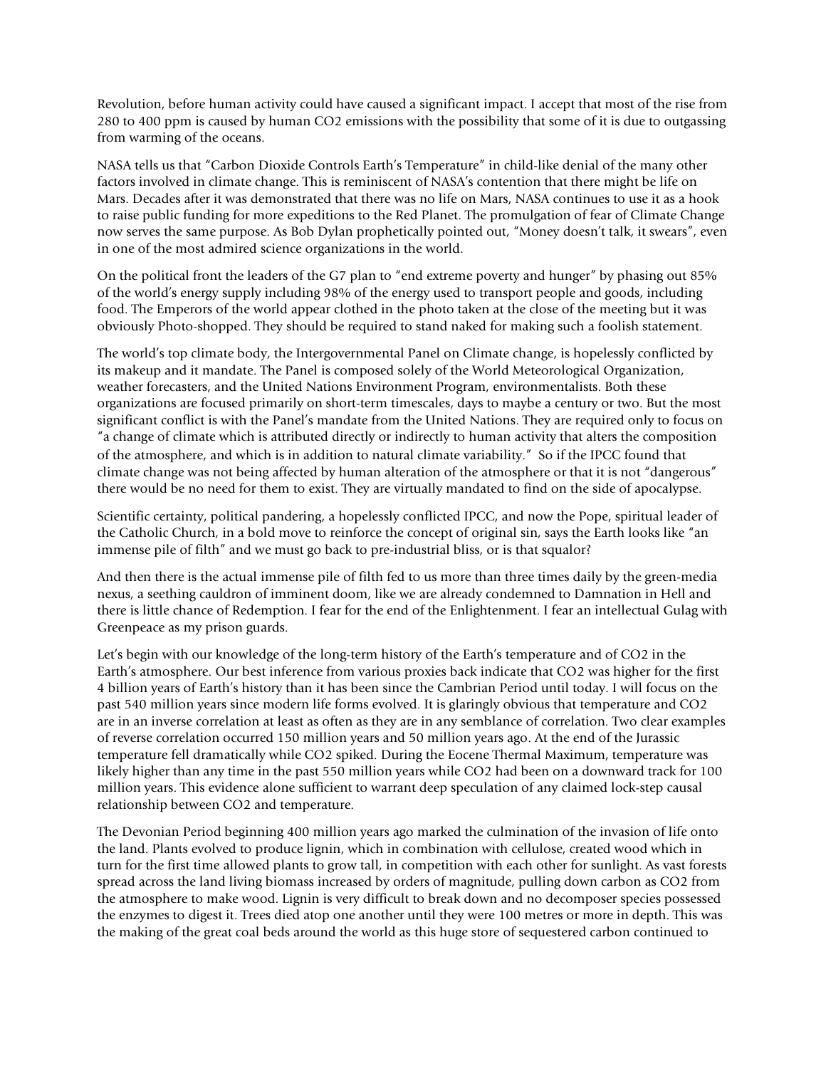Revolution, before human activity could have caused a significant impact. I accept that most of the rise from 280 to 400 ppm is caused by human $CO_2$ emissions with the possibility that some of it is due to outgassing from warming of the oceans.

NASA tells us that "Carbon Dioxide Controls Earth's Temperature" in child-like denial of the many other factors involved in climate change. This is reminiscent of NASA's contention that there might be life on Mars. Decades after it was demonstrated that there was no life on Mars, NASA continues to use it as a hook to raise public funding for more expeditions to the Red Planet. The promulgation of fear of Climate Change now serves the same purpose. As Bob Dylan prophetically pointed out, "Money doesn't talk, it swears", even in one of the most admired science organizations in the world.

On the political front the leaders of the G7 plan to "end extreme poverty and hunger" by phasing out 85% of the world's energy supply including 98% of the energy used to transport people and goods, including food. The Emperors of the world appear clothed in the photo taken at the close of the meeting but it was obviously Photo-shopped. They should be required to stand naked for making such a foolish statement.

The world's top climate body, the Intergovernmental Panel on Climate change, is hopelessly conflicted by its makeup and it mandate. The Panel is composed solely of the World Meteorological Organization, weather forecasters, and the United Nations Environment Program, environmentalists. Both these organizations are focused primarily on short-term timescales, days to maybe a century or two. But the most significant conflict is with the Panel's mandate from the United Nations. They are required only to focus on "a change of climate which is attributed directly or indirectly to human activity that alters the composition of the atmosphere, and which is in addition to natural climate variability." So if the IPCC found that climate change was not being affected by human alteration of the atmosphere or that it is not "dangerous" there would be no need for them to exist. They are virtually mandated to find on the side of apocalypse.

Scientific certainty, political pandering, a hopelessly conflicted IPCC, and now the Pope, spiritual leader of the Catholic Church, in a bold move to reinforce the concept of original sin, says the Earth looks like "an immense pile of filth" and we must go back to pre-industrial bliss, or is that squalor?

And then there is the actual immense pile of filth fed to us more than three times daily by the green-media nexus, a seething cauldron of imminent doom, like we are already condemned to Damnation in Hell and there is little chance of Redemption. I fear for the end of the Enlightenment. I fear an intellectual Gulag with Greenpeace as my prison guards.

Let's begin with our knowledge of the long-term history of the Earth's temperature and of $CO_2$ in the Earth's atmosphere. Our best inference from various proxies back indicate that $CO_2$ was higher for the first 4 billion years of Earth's history than it has been since the Cambrian Period until today. I will focus on the past 540 million years since modern life forms evolved. It is glaringly obvious that temperature and $CO_2$ are in an inverse correlation at least as often as they are in any semblance of correlation. Two clear examples of reverse correlation occurred 150 million years and 50 million years ago. At the end of the Jurassic temperature fell dramatically while $CO_2$ spiked. During the Eocene Thermal Maximum, temperature was likely higher than any time in the past 550 million years while $CO_2$ had been on a downward track for 100 million years. This evidence alone sufficient to warrant deep speculation of any claimed lock-step causal relationship between $CO_2$ and temperature.

The Devonian Period beginning 400 million years ago marked the culmination of the invasion of life onto the land. Plants evolved to produce lignin, which in combination with cellulose, created wood which in turn for the first time allowed plants to grow tall, in competition with each other for sunlight. As vast forests spread across the land living biomass increased by orders of magnitude, pulling down carbon as $CO_2$ from the atmosphere to make wood. Lignin is very difficult to break down and no decomposer species possessed the enzymes to digest it. Trees died atop one another until they were 100 metres or more in depth. This was the making of the great coal beds around the world as this huge store of sequestered carbon continued to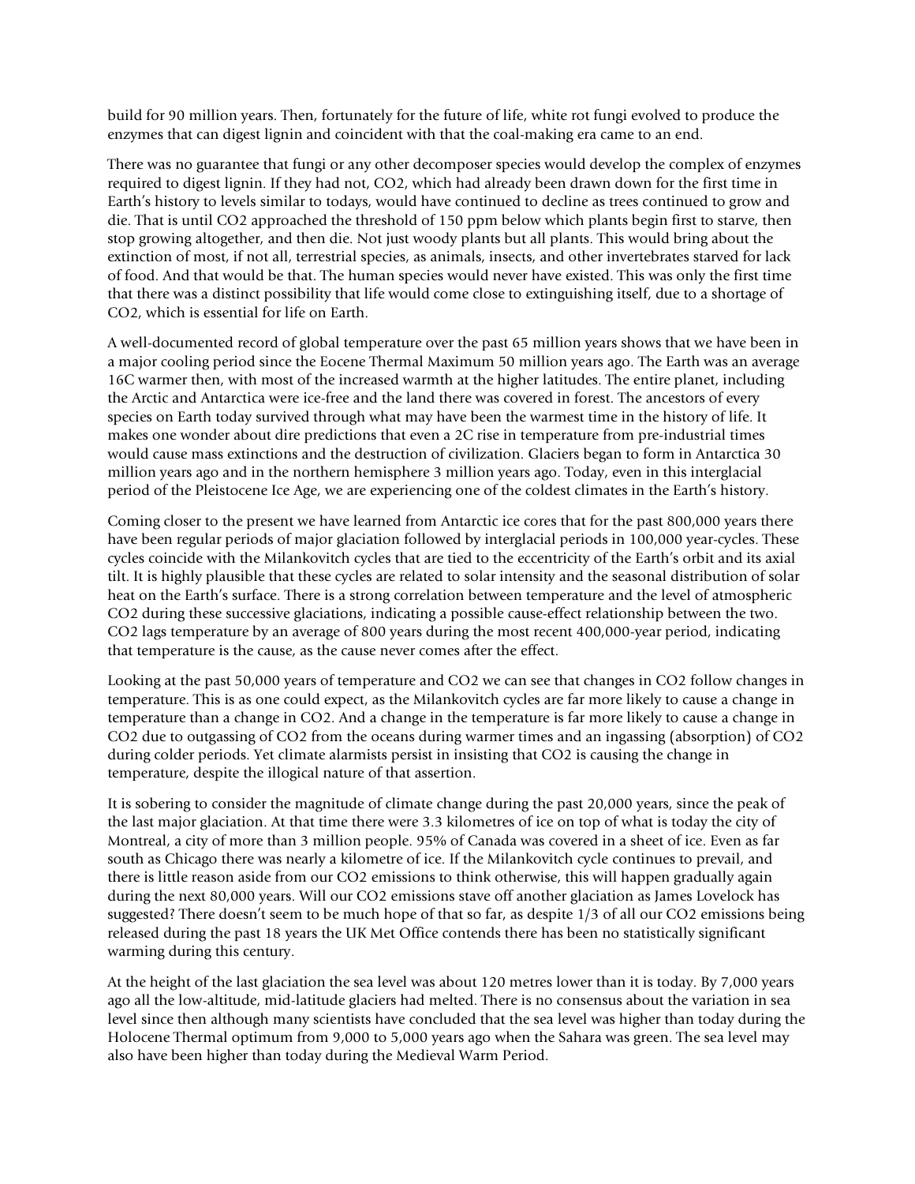build for 90 million years. Then, fortunately for the future of life, white rot fungi evolved to produce the enzymes that can digest lignin and coincident with that the coal-making era came to an end.

There was no guarantee that fungi or any other decomposer species would develop the complex of enzymes required to digest lignin. If they had not, $CO_2$, which had already been drawn down for the first time in Earth's history to levels similar to todays, would have continued to decline as trees continued to grow and die. That is until $CO_2$ approached the threshold of 150 ppm below which plants begin first to starve, then stop growing altogether, and then die. Not just woody plants but all plants. This would bring about the extinction of most, if not all, terrestrial species, as animals, insects, and other invertebrates starved for lack of food. And that would be that. The human species would never have existed. This was only the first time that there was a distinct possibility that life would come close to extinguishing itself, due to a shortage of $CO_2$, which is essential for life on Earth.

A well-documented record of global temperature over the past 65 million years shows that we have been in a major cooling period since the Eocene Thermal Maximum 50 million years ago. The Earth was an average 16C warmer then, with most of the increased warmth at the higher latitudes. The entire planet, including the Arctic and Antarctica were ice-free and the land there was covered in forest. The ancestors of every species on Earth today survived through what may have been the warmest time in the history of life. It makes one wonder about dire predictions that even a 2C rise in temperature from pre-industrial times would cause mass extinctions and the destruction of civilization. Glaciers began to form in Antarctica 30 million years ago and in the northern hemisphere 3 million years ago. Today, even in this interglacial period of the Pleistocene Ice Age, we are experiencing one of the coldest climates in the Earth's history.

Coming closer to the present we have learned from Antarctic ice cores that for the past 800,000 years there have been regular periods of major glaciation followed by interglacial periods in 100,000 year-cycles. These cycles coincide with the Milankovitch cycles that are tied to the eccentricity of the Earth's orbit and its axial tilt. It is highly plausible that these cycles are related to solar intensity and the seasonal distribution of solar heat on the Earth's surface. There is a strong correlation between temperature and the level of atmospheric $CO_2$ during these successive glaciations, indicating a possible cause-effect relationship between the two. $CO_2$ lags temperature by an average of 800 years during the most recent 400,000-year period, indicating that temperature is the cause, as the cause never comes after the effect.

Looking at the past 50,000 years of temperature and $CO_2$ we can see that changes in $CO_2$ follow changes in temperature. This is as one could expect, as the Milankovitch cycles are far more likely to cause a change in temperature than a change in $CO_2$. And a change in the temperature is far more likely to cause a change in $CO_2$ due to outgassing of $CO_2$ from the oceans during warmer times and an ingassing (absorption) of $CO_2$ during colder periods. Yet climate alarmists persist in insisting that $CO_2$ is causing the change in temperature, despite the illogical nature of that assertion.

It is sobering to consider the magnitude of climate change during the past 20,000 years, since the peak of the last major glaciation. At that time there were 3.3 kilometres of ice on top of what is today the city of Montreal, a city of more than 3 million people. 95% of Canada was covered in a sheet of ice. Even as far south as Chicago there was nearly a kilometre of ice. If the Milankovitch cycle continues to prevail, and there is little reason aside from our $CO_2$ emissions to think otherwise, this will happen gradually again during the next 80,000 years. Will our $CO_2$ emissions stave off another glaciation as James Lovelock has suggested? There doesn't seem to be much hope of that so far, as despite 1/3 of all our $CO_2$ emissions being released during the past 18 years the UK Met Office contends there has been no statistically significant warming during this century.

At the height of the last glaciation the sea level was about 120 metres lower than it is today. By 7,000 years ago all the low-altitude, mid-latitude glaciers had melted. There is no consensus about the variation in sea level since then although many scientists have concluded that the sea level was higher than today during the Holocene Thermal optimum from 9,000 to 5,000 years ago when the Sahara was green. The sea level may also have been higher than today during the Medieval Warm Period.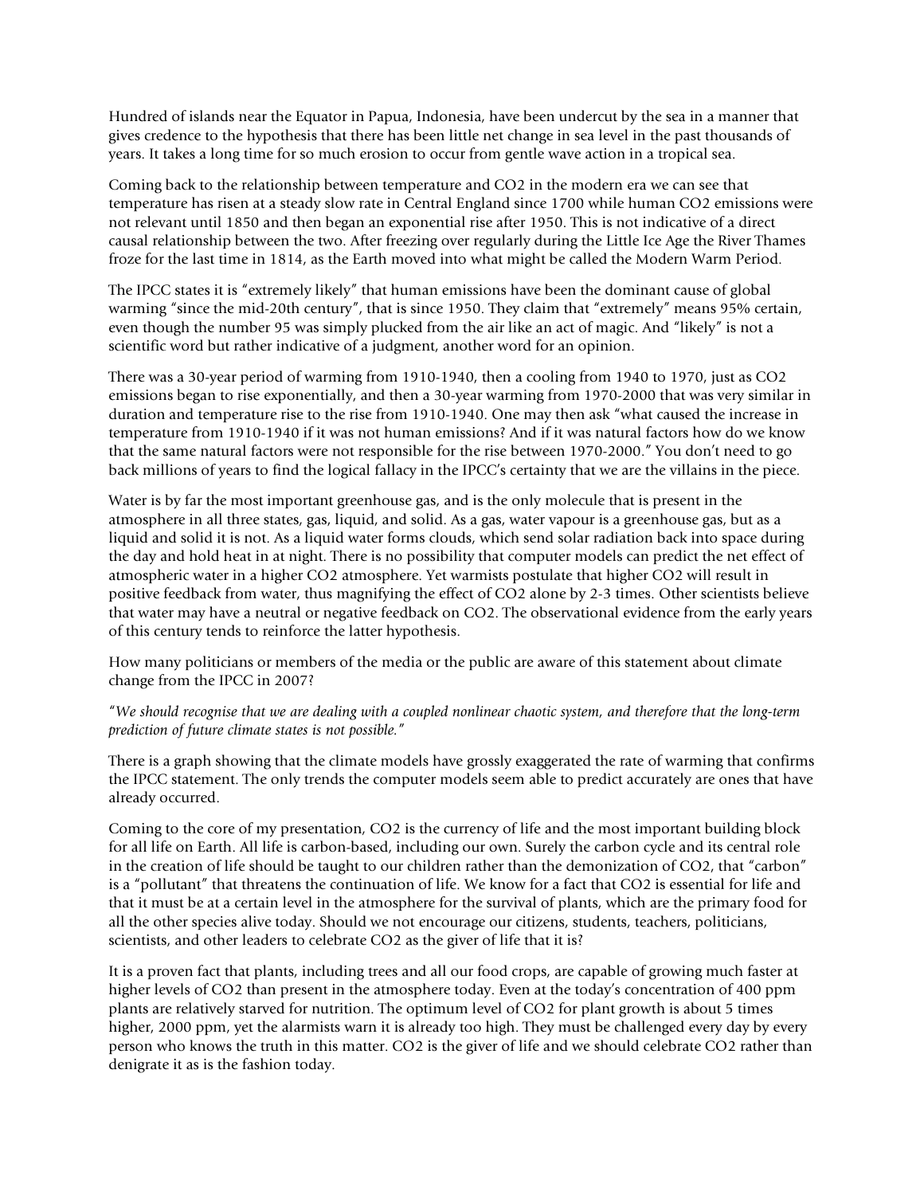Hundred of islands near the Equator in Papua, Indonesia, have been undercut by the sea in a manner that gives credence to the hypothesis that there has been little net change in sea level in the past thousands of years. It takes a long time for so much erosion to occur from gentle wave action in a tropical sea.

Coming back to the relationship between temperature and $CO_2$ in the modern era we can see that temperature has risen at a steady slow rate in Central England since 1700 while human $CO_2$ emissions were not relevant until 1850 and then began an exponential rise after 1950. This is not indicative of a direct causal relationship between the two. After freezing over regularly during the Little Ice Age the River Thames froze for the last time in 1814, as the Earth moved into what might be called the Modern Warm Period.

The IPCC states it is "extremely likely" that human emissions have been the dominant cause of global warming "since the mid-20th century", that is since 1950. They claim that "extremely" means 95% certain, even though the number 95 was simply plucked from the air like an act of magic. And "likely" is not a scientific word but rather indicative of a judgment, another word for an opinion.

There was a 30-year period of warming from 1910-1940, then a cooling from 1940 to 1970, just as $CO_2$ emissions began to rise exponentially, and then a 30-year warming from 1970-2000 that was very similar in duration and temperature rise to the rise from 1910-1940. One may then ask "what caused the increase in temperature from 1910-1940 if it was not human emissions? And if it was natural factors how do we know that the same natural factors were not responsible for the rise between 1970-2000." You don't need to go back millions of years to find the logical fallacy in the IPCC's certainty that we are the villains in the piece.

Water is by far the most important greenhouse gas, and is the only molecule that is present in the atmosphere in all three states, gas, liquid, and solid. As a gas, water vapour is a greenhouse gas, but as a liquid and solid it is not. As a liquid water forms clouds, which send solar radiation back into space during the day and hold heat in at night. There is no possibility that computer models can predict the net effect of atmospheric water in a higher $CO_2$ atmosphere. Yet warmists postulate that higher $CO_2$ will result in positive feedback from water, thus magnifying the effect of $CO_2$ alone by 2-3 times. Other scientists believe that water may have a neutral or negative feedback on $CO_2$. The observational evidence from the early years of this century tends to reinforce the latter hypothesis.

How many politicians or members of the media or the public are aware of this statement about climate change from the IPCC in 2007?

*"We should recognise that we are dealing with a coupled nonlinear chaotic system, and therefore that the long-term prediction of future climate states is not possible."*

There is a graph showing that the climate models have grossly exaggerated the rate of warming that confirms the IPCC statement. The only trends the computer models seem able to predict accurately are ones that have already occurred.

Coming to the core of my presentation, $CO_2$ is the currency of life and the most important building block for all life on Earth. All life is carbon-based, including our own. Surely the carbon cycle and its central role in the creation of life should be taught to our children rather than the demonization of $CO_2$, that "carbon" is a "pollutant" that threatens the continuation of life. We know for a fact that $CO_2$ is essential for life and that it must be at a certain level in the atmosphere for the survival of plants, which are the primary food for all the other species alive today. Should we not encourage our citizens, students, teachers, politicians, scientists, and other leaders to celebrate $CO_2$ as the giver of life that it is?

It is a proven fact that plants, including trees and all our food crops, are capable of growing much faster at higher levels of $CO_2$ than present in the atmosphere today. Even at the today's concentration of 400 ppm plants are relatively starved for nutrition. The optimum level of $CO_2$ for plant growth is about 5 times higher, 2000 ppm, yet the alarmists warn it is already too high. They must be challenged every day by every person who knows the truth in this matter. $CO_2$ is the giver of life and we should celebrate $CO_2$ rather than denigrate it as is the fashion today.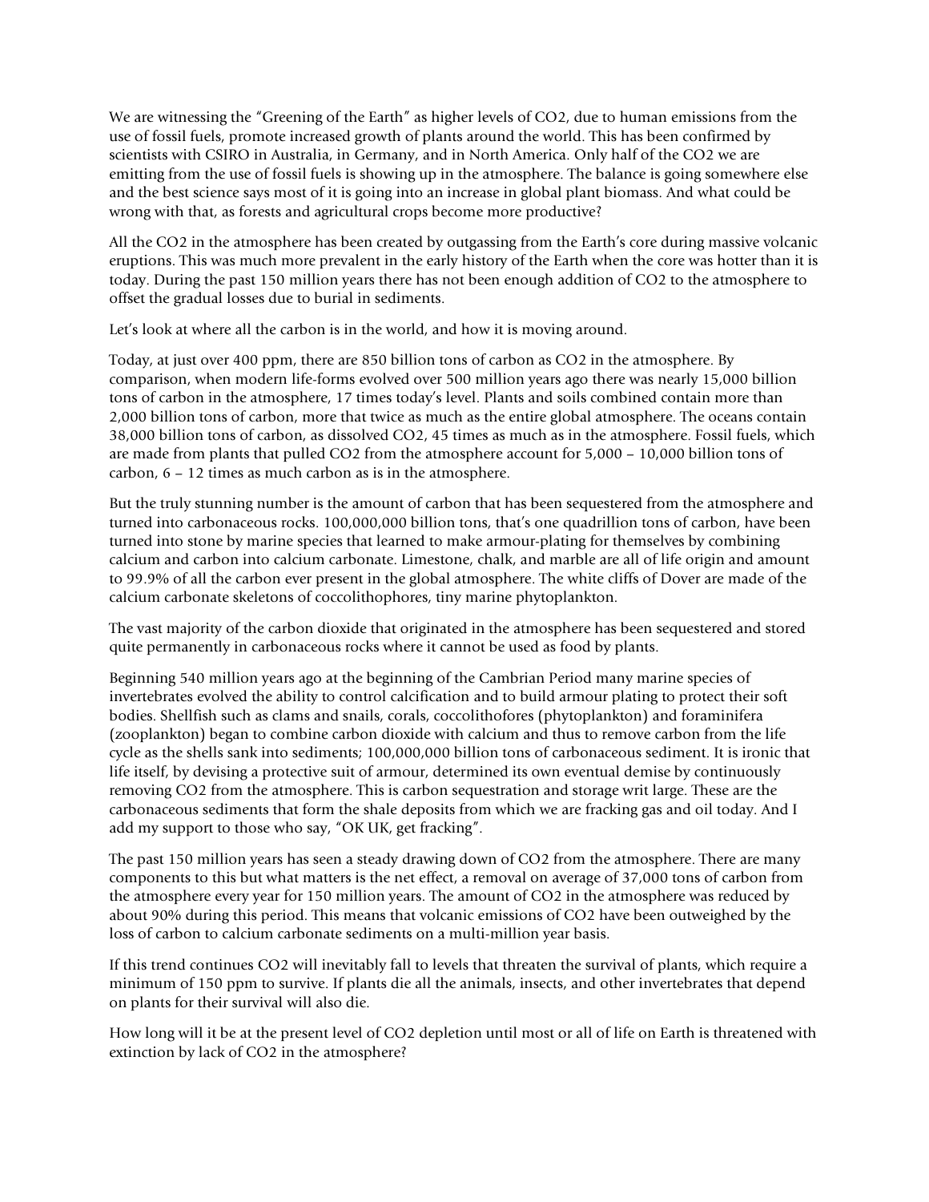We are witnessing the "Greening of the Earth" as higher levels of $CO_2$, due to human emissions from the use of fossil fuels, promote increased growth of plants around the world. This has been confirmed by scientists with CSIRO in Australia, in Germany, and in North America. Only half of the $CO_2$ we are emitting from the use of fossil fuels is showing up in the atmosphere. The balance is going somewhere else and the best science says most of it is going into an increase in global plant biomass. And what could be wrong with that, as forests and agricultural crops become more productive?

All the $CO_2$ in the atmosphere has been created by outgassing from the Earth's core during massive volcanic eruptions. This was much more prevalent in the early history of the Earth when the core was hotter than it is today. During the past 150 million years there has not been enough addition of $CO_2$ to the atmosphere to offset the gradual losses due to burial in sediments.

Let's look at where all the carbon is in the world, and how it is moving around.

Today, at just over 400 ppm, there are 850 billion tons of carbon as $CO_2$ in the atmosphere. By comparison, when modern life-forms evolved over 500 million years ago there was nearly 15,000 billion tons of carbon in the atmosphere, 17 times today's level. Plants and soils combined contain more than 2,000 billion tons of carbon, more that twice as much as the entire global atmosphere. The oceans contain 38,000 billion tons of carbon, as dissolved $CO_2$, 45 times as much as in the atmosphere. Fossil fuels, which are made from plants that pulled $CO_2$ from the atmosphere account for 5,000 – 10,000 billion tons of carbon, 6 – 12 times as much carbon as is in the atmosphere.

But the truly stunning number is the amount of carbon that has been sequestered from the atmosphere and turned into carbonaceous rocks. 100,000,000 billion tons, that's one quadrillion tons of carbon, have been turned into stone by marine species that learned to make armour-plating for themselves by combining calcium and carbon into calcium carbonate. Limestone, chalk, and marble are all of life origin and amount to 99.9% of all the carbon ever present in the global atmosphere. The white cliffs of Dover are made of the calcium carbonate skeletons of coccolithophores, tiny marine phytoplankton.

The vast majority of the carbon dioxide that originated in the atmosphere has been sequestered and stored quite permanently in carbonaceous rocks where it cannot be used as food by plants.

Beginning 540 million years ago at the beginning of the Cambrian Period many marine species of invertebrates evolved the ability to control calcification and to build armour plating to protect their soft bodies. Shellfish such as clams and snails, corals, coccolithofores (phytoplankton) and foraminifera (zooplankton) began to combine carbon dioxide with calcium and thus to remove carbon from the life cycle as the shells sank into sediments; 100,000,000 billion tons of carbonaceous sediment. It is ironic that life itself, by devising a protective suit of armour, determined its own eventual demise by continuously removing $CO_2$ from the atmosphere. This is carbon sequestration and storage writ large. These are the carbonaceous sediments that form the shale deposits from which we are fracking gas and oil today. And I add my support to those who say, "OK UK, get fracking".

The past 150 million years has seen a steady drawing down of $CO_2$ from the atmosphere. There are many components to this but what matters is the net effect, a removal on average of 37,000 tons of carbon from the atmosphere every year for 150 million years. The amount of $CO_2$ in the atmosphere was reduced by about 90% during this period. This means that volcanic emissions of $CO_2$ have been outweighed by the loss of carbon to calcium carbonate sediments on a multi-million year basis.

If this trend continues $CO_2$ will inevitably fall to levels that threaten the survival of plants, which require a minimum of 150 ppm to survive. If plants die all the animals, insects, and other invertebrates that depend on plants for their survival will also die.

How long will it be at the present level of $CO_2$ depletion until most or all of life on Earth is threatened with extinction by lack of $CO_2$ in the atmosphere?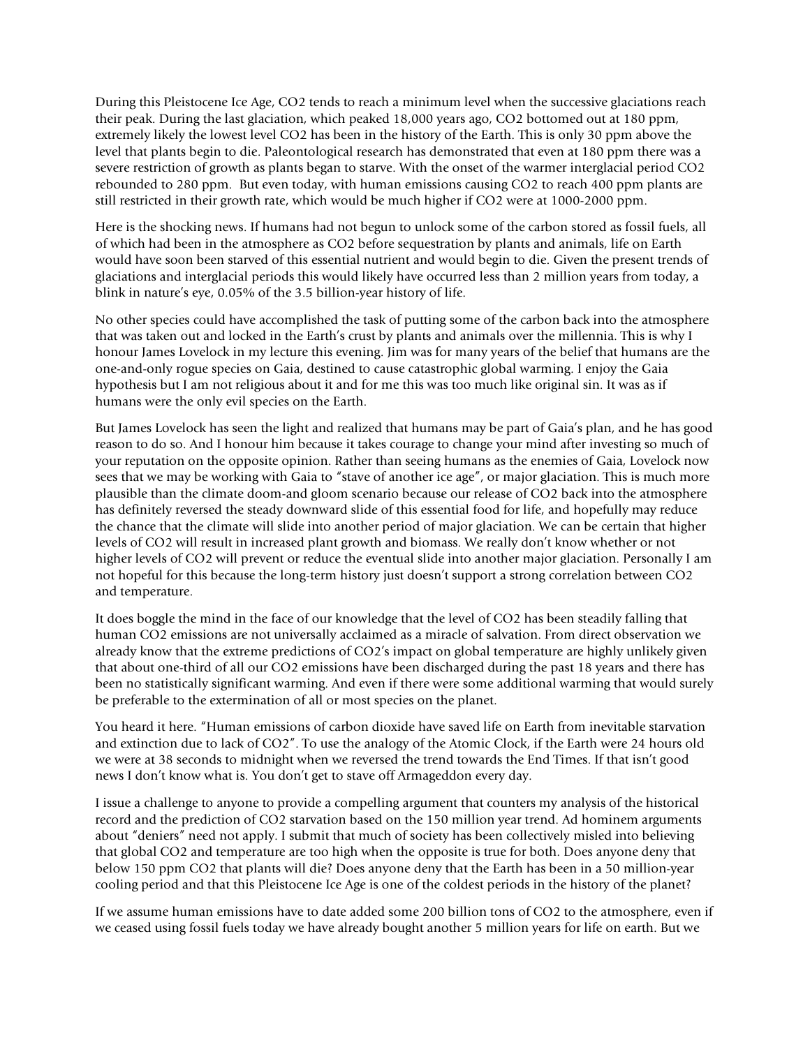During this Pleistocene Ice Age, $CO_2$ tends to reach a minimum level when the successive glaciations reach their peak. During the last glaciation, which peaked 18,000 years ago, $CO_2$ bottomed out at 180 ppm, extremely likely the lowest level $CO_2$ has been in the history of the Earth. This is only 30 ppm above the level that plants begin to die. Paleontological research has demonstrated that even at 180 ppm there was a severe restriction of growth as plants began to starve. With the onset of the warmer interglacial period $CO_2$ rebounded to 280 ppm. But even today, with human emissions causing $CO_2$ to reach 400 ppm plants are still restricted in their growth rate, which would be much higher if $CO_2$ were at 1000-2000 ppm.

Here is the shocking news. If humans had not begun to unlock some of the carbon stored as fossil fuels, all of which had been in the atmosphere as $CO_2$ before sequestration by plants and animals, life on Earth would have soon been starved of this essential nutrient and would begin to die. Given the present trends of glaciations and interglacial periods this would likely have occurred less than 2 million years from today, a blink in nature's eye, 0.05% of the 3.5 billion-year history of life.

No other species could have accomplished the task of putting some of the carbon back into the atmosphere that was taken out and locked in the Earth's crust by plants and animals over the millennia. This is why I honour James Lovelock in my lecture this evening. Jim was for many years of the belief that humans are the one-and-only rogue species on Gaia, destined to cause catastrophic global warming. I enjoy the Gaia hypothesis but I am not religious about it and for me this was too much like original sin. It was as if humans were the only evil species on the Earth.

But James Lovelock has seen the light and realized that humans may be part of Gaia's plan, and he has good reason to do so. And I honour him because it takes courage to change your mind after investing so much of your reputation on the opposite opinion. Rather than seeing humans as the enemies of Gaia, Lovelock now sees that we may be working with Gaia to "stave of another ice age", or major glaciation. This is much more plausible than the climate doom-and gloom scenario because our release of $CO_2$ back into the atmosphere has definitely reversed the steady downward slide of this essential food for life, and hopefully may reduce the chance that the climate will slide into another period of major glaciation. We can be certain that higher levels of $CO_2$ will result in increased plant growth and biomass. We really don't know whether or not higher levels of $CO_2$ will prevent or reduce the eventual slide into another major glaciation. Personally I am not hopeful for this because the long-term history just doesn't support a strong correlation between $CO_2$ and temperature.

It does boggle the mind in the face of our knowledge that the level of $CO_2$ has been steadily falling that human $CO_2$ emissions are not universally acclaimed as a miracle of salvation. From direct observation we already know that the extreme predictions of $CO_2$'s impact on global temperature are highly unlikely given that about one-third of all our $CO_2$ emissions have been discharged during the past 18 years and there has been no statistically significant warming. And even if there were some additional warming that would surely be preferable to the extermination of all or most species on the planet.

You heard it here. "Human emissions of carbon dioxide have saved life on Earth from inevitable starvation and extinction due to lack of $CO_2$". To use the analogy of the Atomic Clock, if the Earth were 24 hours old we were at 38 seconds to midnight when we reversed the trend towards the End Times. If that isn't good news I don't know what is. You don't get to stave off Armageddon every day.

I issue a challenge to anyone to provide a compelling argument that counters my analysis of the historical record and the prediction of $CO_2$ starvation based on the 150 million year trend. Ad hominem arguments about "deniers" need not apply. I submit that much of society has been collectively misled into believing that global $CO_2$ and temperature are too high when the opposite is true for both. Does anyone deny that below 150 ppm $CO_2$ that plants will die? Does anyone deny that the Earth has been in a 50 million-year cooling period and that this Pleistocene Ice Age is one of the coldest periods in the history of the planet?

If we assume human emissions have to date added some 200 billion tons of $CO_2$ to the atmosphere, even if we ceased using fossil fuels today we have already bought another 5 million years for life on earth. But we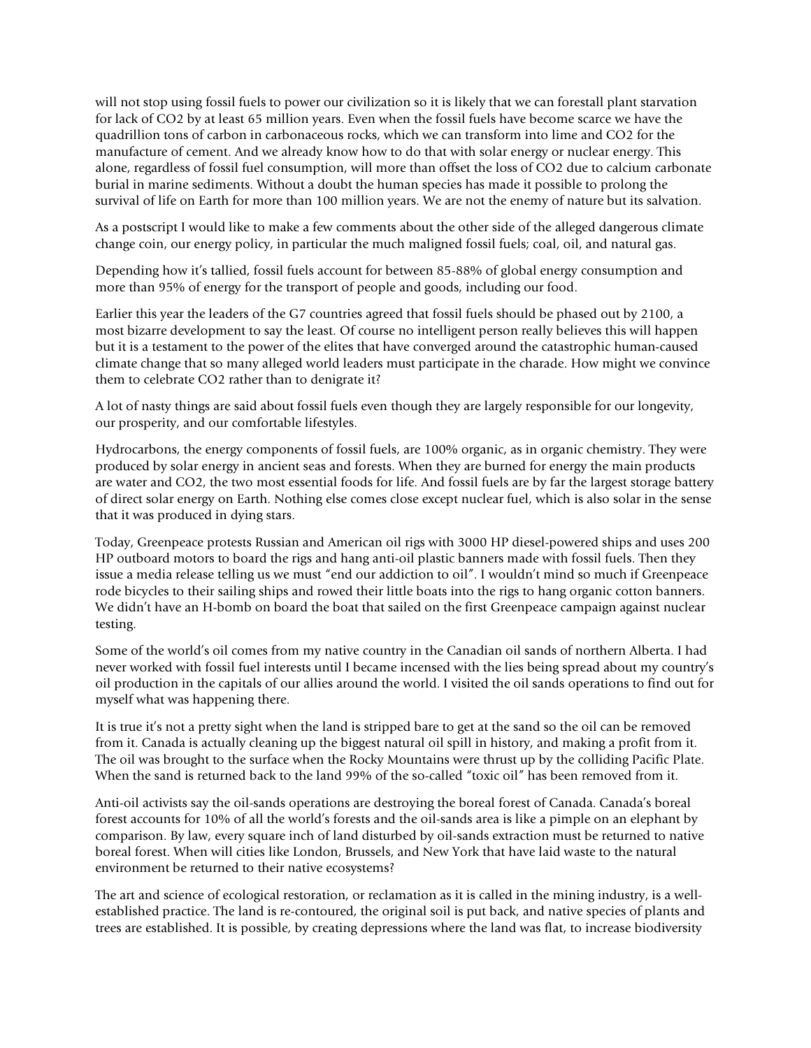will not stop using fossil fuels to power our civilization so it is likely that we can forestall plant starvation for lack of $CO_2$ by at least 65 million years. Even when the fossil fuels have become scarce we have the quadrillion tons of carbon in carbonaceous rocks, which we can transform into lime and $CO_2$ for the manufacture of cement. And we already know how to do that with solar energy or nuclear energy. This alone, regardless of fossil fuel consumption, will more than offset the loss of $CO_2$ due to calcium carbonate burial in marine sediments. Without a doubt the human species has made it possible to prolong the survival of life on Earth for more than 100 million years. We are not the enemy of nature but its salvation.

As a postscript I would like to make a few comments about the other side of the alleged dangerous climate change coin, our energy policy, in particular the much maligned fossil fuels; coal, oil, and natural gas.

Depending how it's tallied, fossil fuels account for between 85-88% of global energy consumption and more than 95% of energy for the transport of people and goods, including our food.

Earlier this year the leaders of the G7 countries agreed that fossil fuels should be phased out by 2100, a most bizarre development to say the least. Of course no intelligent person really believes this will happen but it is a testament to the power of the elites that have converged around the catastrophic human-caused climate change that so many alleged world leaders must participate in the charade. How might we convince them to celebrate $CO_2$ rather than to denigrate it?

A lot of nasty things are said about fossil fuels even though they are largely responsible for our longevity, our prosperity, and our comfortable lifestyles.

Hydrocarbons, the energy components of fossil fuels, are 100% organic, as in organic chemistry. They were produced by solar energy in ancient seas and forests. When they are burned for energy the main products are water and $CO_2$, the two most essential foods for life. And fossil fuels are by far the largest storage battery of direct solar energy on Earth. Nothing else comes close except nuclear fuel, which is also solar in the sense that it was produced in dying stars.

Today, Greenpeace protests Russian and American oil rigs with 3000 HP diesel-powered ships and uses 200 HP outboard motors to board the rigs and hang anti-oil plastic banners made with fossil fuels. Then they issue a media release telling us we must "end our addiction to oil". I wouldn't mind so much if Greenpeace rode bicycles to their sailing ships and rowed their little boats into the rigs to hang organic cotton banners. We didn't have an H-bomb on board the boat that sailed on the first Greenpeace campaign against nuclear testing.

Some of the world's oil comes from my native country in the Canadian oil sands of northern Alberta. I had never worked with fossil fuel interests until I became incensed with the lies being spread about my country's oil production in the capitals of our allies around the world. I visited the oil sands operations to find out for myself what was happening there.

It is true it's not a pretty sight when the land is stripped bare to get at the sand so the oil can be removed from it. Canada is actually cleaning up the biggest natural oil spill in history, and making a profit from it. The oil was brought to the surface when the Rocky Mountains were thrust up by the colliding Pacific Plate. When the sand is returned back to the land 99% of the so-called "toxic oil" has been removed from it.

Anti-oil activists say the oil-sands operations are destroying the boreal forest of Canada. Canada's boreal forest accounts for 10% of all the world's forests and the oil-sands area is like a pimple on an elephant by comparison. By law, every square inch of land disturbed by oil-sands extraction must be returned to native boreal forest. When will cities like London, Brussels, and New York that have laid waste to the natural environment be returned to their native ecosystems?

The art and science of ecological restoration, or reclamation as it is called in the mining industry, is a well-established practice. The land is re-contoured, the original soil is put back, and native species of plants and trees are established. It is possible, by creating depressions where the land was flat, to increase biodiversity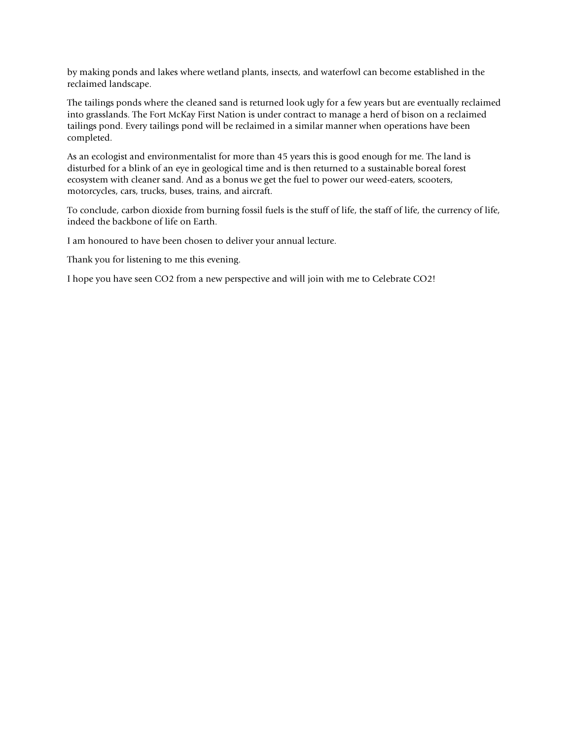by making ponds and lakes where wetland plants, insects, and waterfowl can become established in the reclaimed landscape.

The tailings ponds where the cleaned sand is returned look ugly for a few years but are eventually reclaimed into grasslands. The Fort McKay First Nation is under contract to manage a herd of bison on a reclaimed tailings pond. Every tailings pond will be reclaimed in a similar manner when operations have been completed.

As an ecologist and environmentalist for more than 45 years this is good enough for me. The land is disturbed for a blink of an eye in geological time and is then returned to a sustainable boreal forest ecosystem with cleaner sand. And as a bonus we get the fuel to power our weed-eaters, scooters, motorcycles, cars, trucks, buses, trains, and aircraft.

To conclude, carbon dioxide from burning fossil fuels is the stuff of life, the staff of life, the currency of life, indeed the backbone of life on Earth.

I am honoured to have been chosen to deliver your annual lecture.

Thank you for listening to me this evening.

I hope you have seen CO2 from a new perspective and will join with me to Celebrate CO2!